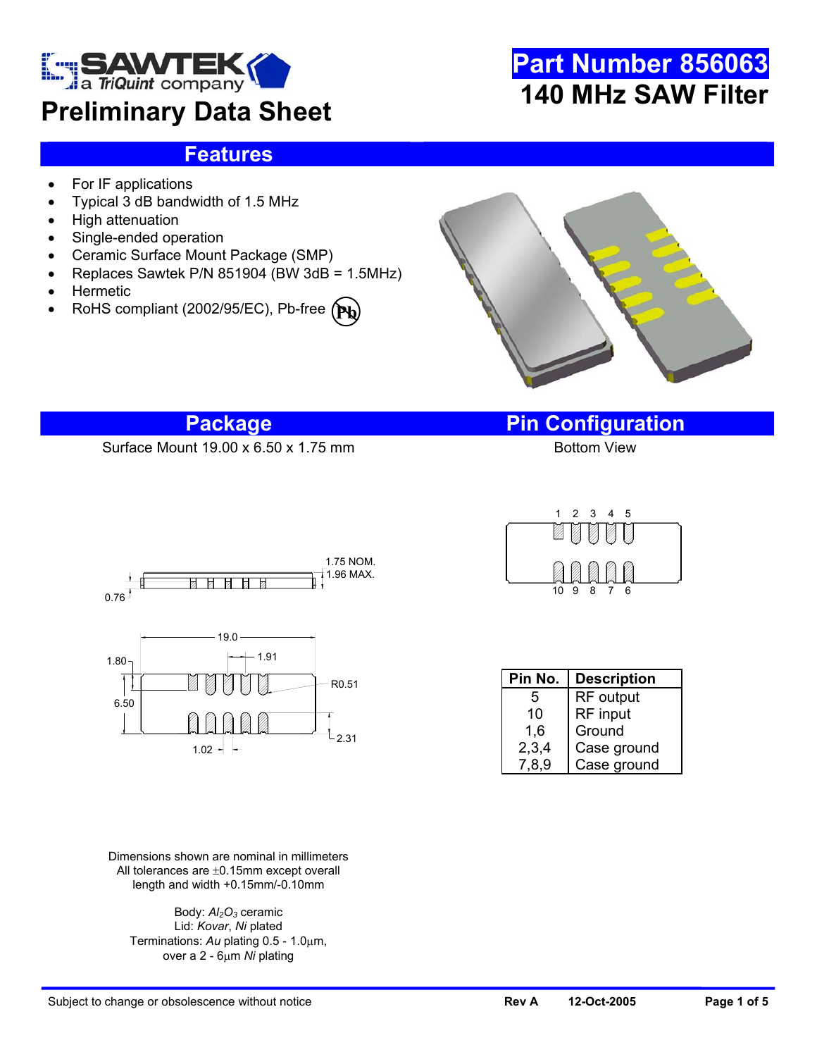SAWTEK a TriQuint company

# Preliminary Data Sheet

# Part Number 856063
## 140 MHz SAW Filter

## Features

- For IF applications
- Typical 3 dB bandwidth of 1.5 MHz
- High attenuation
- Single-ended operation
- Ceramic Surface Mount Package (SMP)
- Replaces Sawtek P/N 851904 (BW 3dB = 1.5MHz)
- Hermetic
- RoHS compliant (2002/95/EC), Pb-free

## Package

Surface Mount 19.00 x 6.50 x 1.75 mm

1.75 NOM.
1.96 MAX.
0.76

19.0
1.91
1.80
R0.51
6.50
2.31
1.02

Dimensions shown are nominal in millimeters
All tolerances are ±0.15mm except overall length and width +0.15mm/-0.10mm

Body: $Al_2O_3$ ceramic
Lid: *Kovar*, *Ni* plated
Terminations: *Au* plating 0.5 - 1.0µm, over a 2 - 6µm *Ni* plating

## Pin Configuration

Bottom View

1 2 3 4 5
10 9 8 7 6

| Pin No. | Description |
|---|---|
| 5 | RF output |
| 10 | RF input |
| 1,6 | Ground |
| 2,3,4 | Case ground |
| 7,8,9 | Case ground |

Subject to change or obsolescence without notice | Rev A | 12-Oct-2005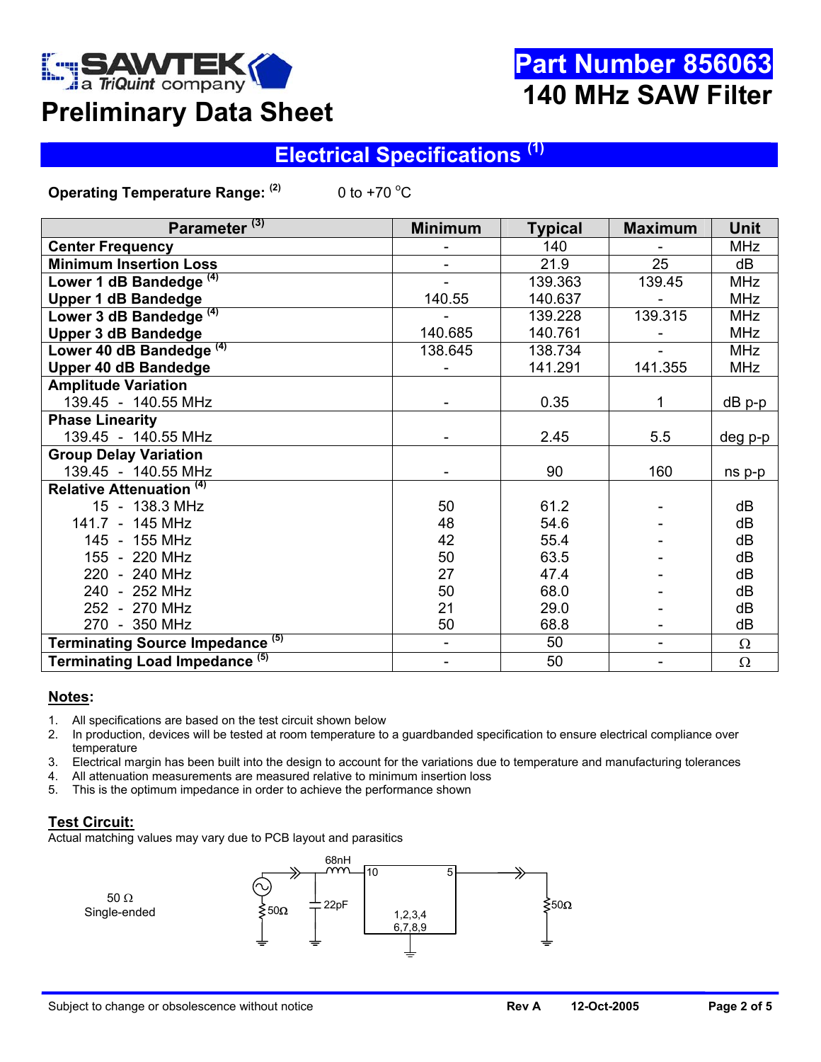# Part Number 856063

# 140 MHz SAW Filter

## Preliminary Data Sheet

## Electrical Specifications [1]

**Operating Temperature Range:** [2] 0 to +70 °C

| Parameter [3] | Minimum | Typical | Maximum | Unit |
|---|---|---|---|---|
| **Center Frequency** | - | 140 | - | MHz |
| **Minimum Insertion Loss** | - | 21.9 | 25 | dB |
| **Lower 1 dB Bandedge** [4] | - | 139.363 | 139.45 | MHz |
| **Upper 1 dB Bandedge** | 140.55 | 140.637 | - | MHz |
| **Lower 3 dB Bandedge** [4] | - | 139.228 | 139.315 | MHz |
| **Upper 3 dB Bandedge** | 140.685 | 140.761 | - | MHz |
| **Lower 40 dB Bandedge** [4] | 138.645 | 138.734 | - | MHz |
| **Upper 40 dB Bandedge** | - | 141.291 | 141.355 | MHz |
| **Amplitude Variation** | | | | |
| 139.45 - 140.55 MHz | - | 0.35 | 1 | dB p-p |
| **Phase Linearity** | | | | |
| 139.45 - 140.55 MHz | - | 2.45 | 5.5 | deg p-p |
| **Group Delay Variation** | | | | |
| 139.45 - 140.55 MHz | - | 90 | 160 | ns p-p |
| **Relative Attenuation** [4] | | | | |
| 15 - 138.3 MHz | 50 | 61.2 | - | dB |
| 141.7 - 145 MHz | 48 | 54.6 | - | dB |
| 145 - 155 MHz | 42 | 55.4 | - | dB |
| 155 - 220 MHz | 50 | 63.5 | - | dB |
| 220 - 240 MHz | 27 | 47.4 | - | dB |
| 240 - 252 MHz | 50 | 68.0 | - | dB |
| 252 - 270 MHz | 21 | 29.0 | - | dB |
| 270 - 350 MHz | 50 | 68.8 | - | dB |
| **Terminating Source Impedance** [5] | - | 50 | - | Ω |
| **Terminating Load Impedance** [5] | - | 50 | - | Ω |

### Notes:

1. All specifications are based on the test circuit shown below
2. In production, devices will be tested at room temperature to a guardbanded specification to ensure electrical compliance over temperature
3. Electrical margin has been built into the design to account for the variations due to temperature and manufacturing tolerances
4. All attenuation measurements are measured relative to minimum insertion loss
5. This is the optimum impedance in order to achieve the performance shown

### Test Circuit:

Actual matching values may vary due to PCB layout and parasitics

50 Ω Single-ended

68nH, 22pF, 50Ω, 10, 5, 1,2,3,4 6,7,8,9, 50Ω

Subject to change or obsolescence without notice    Rev A    12-Oct-2005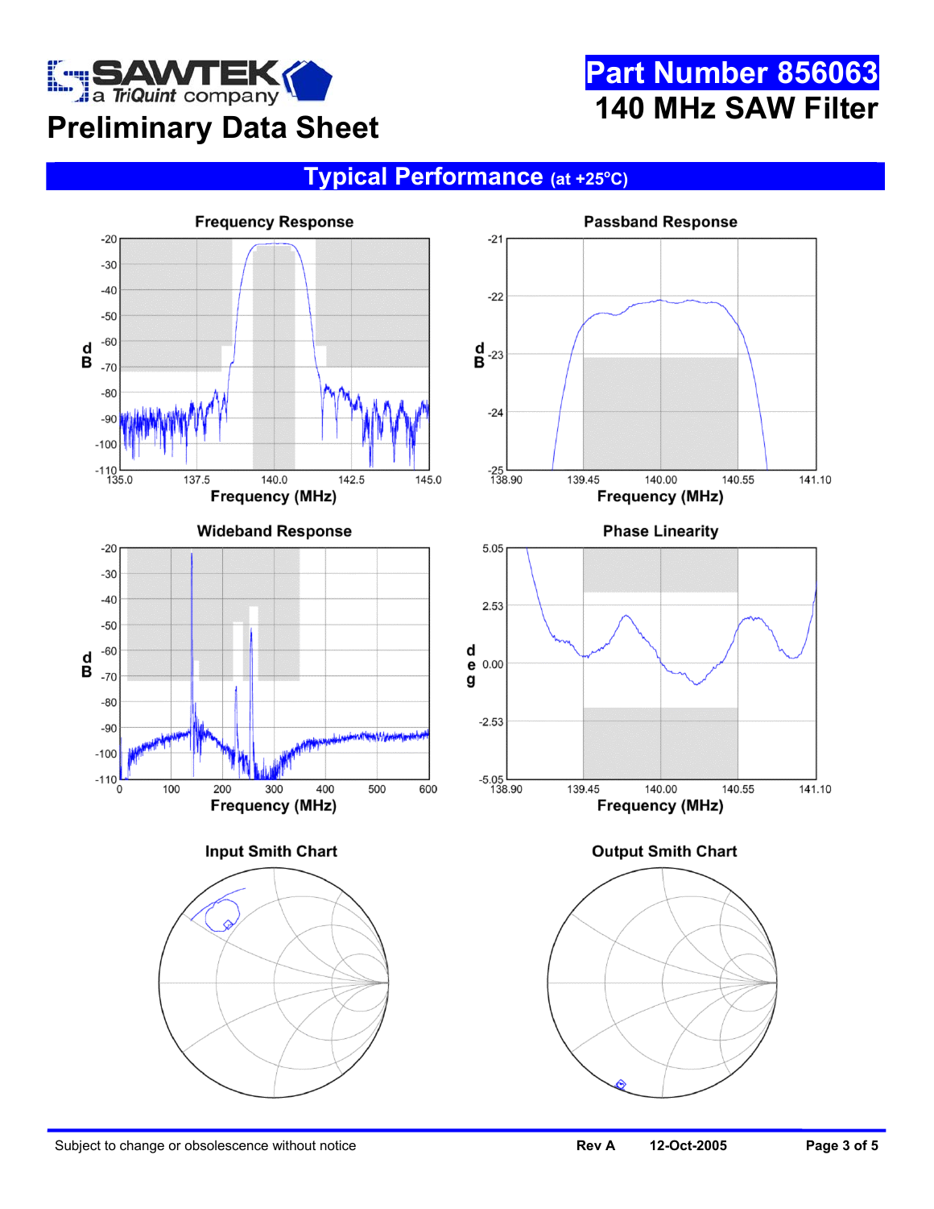# Part Number 856063

## 140 MHz SAW Filter

### Preliminary Data Sheet

## Typical Performance (at +25°C)

**Frequency Response**

dB: -20, -30, -40, -50, -60, -70, -80, -90, -100, -110

Frequency (MHz): 135.0, 137.5, 140.0, 142.5, 145.0

**Passband Response**

dB: -21, -22, -23, -24, -25

Frequency (MHz): 138.90, 139.45, 140.00, 140.55, 141.10

**Wideband Response**

dB: -20, -30, -40, -50, -60, -70, -80, -90, -100, -110

Frequency (MHz): 0, 100, 200, 300, 400, 500, 600

**Phase Linearity**

deg: 5.05, 2.53, 0.00, -2.53, -5.05

Frequency (MHz): 138.90, 139.45, 140.00, 140.55, 141.10

**Input Smith Chart**

**Output Smith Chart**

Subject to change or obsolescence without notice | Rev A | 12-Oct-2005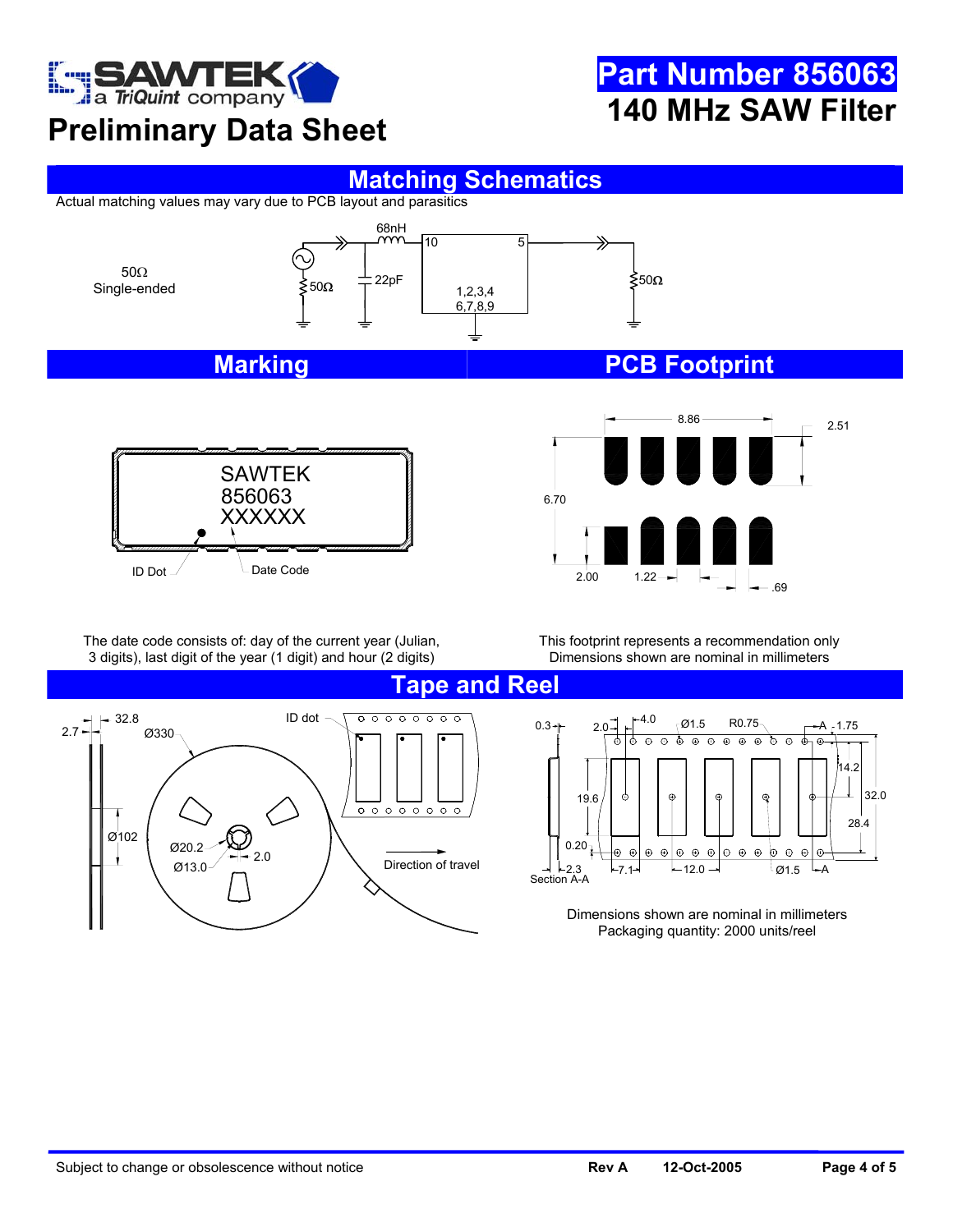# Part Number 856063

# 140 MHz SAW Filter

## Preliminary Data Sheet

## Matching Schematics

Actual matching values may vary due to PCB layout and parasitics

50Ω
Single-ended

68nH
22pF
50Ω
10
5
1,2,3,4
6,7,8,9
50Ω

## Marking

SAWTEK
856063
XXXXXX

ID Dot
Date Code

The date code consists of: day of the current year (Julian, 3 digits), last digit of the year (1 digit) and hour (2 digits)

## PCB Footprint

8.86
2.51
6.70
2.00
1.22
.69

This footprint represents a recommendation only
Dimensions shown are nominal in millimeters

## Tape and Reel

2.7
32.8
Ø330
Ø102
Ø20.2
Ø13.0
2.0
ID dot
Direction of travel

0.3
2.0
4.0
Ø1.5
R0.75
A
1.75
14.2
19.6
32.0
28.4
0.20
2.3
Section A-A
7.1
12.0
Ø1.5
A

Dimensions shown are nominal in millimeters
Packaging quantity: 2000 units/reel

Subject to change or obsolescence without notice

Rev A 12-Oct-2005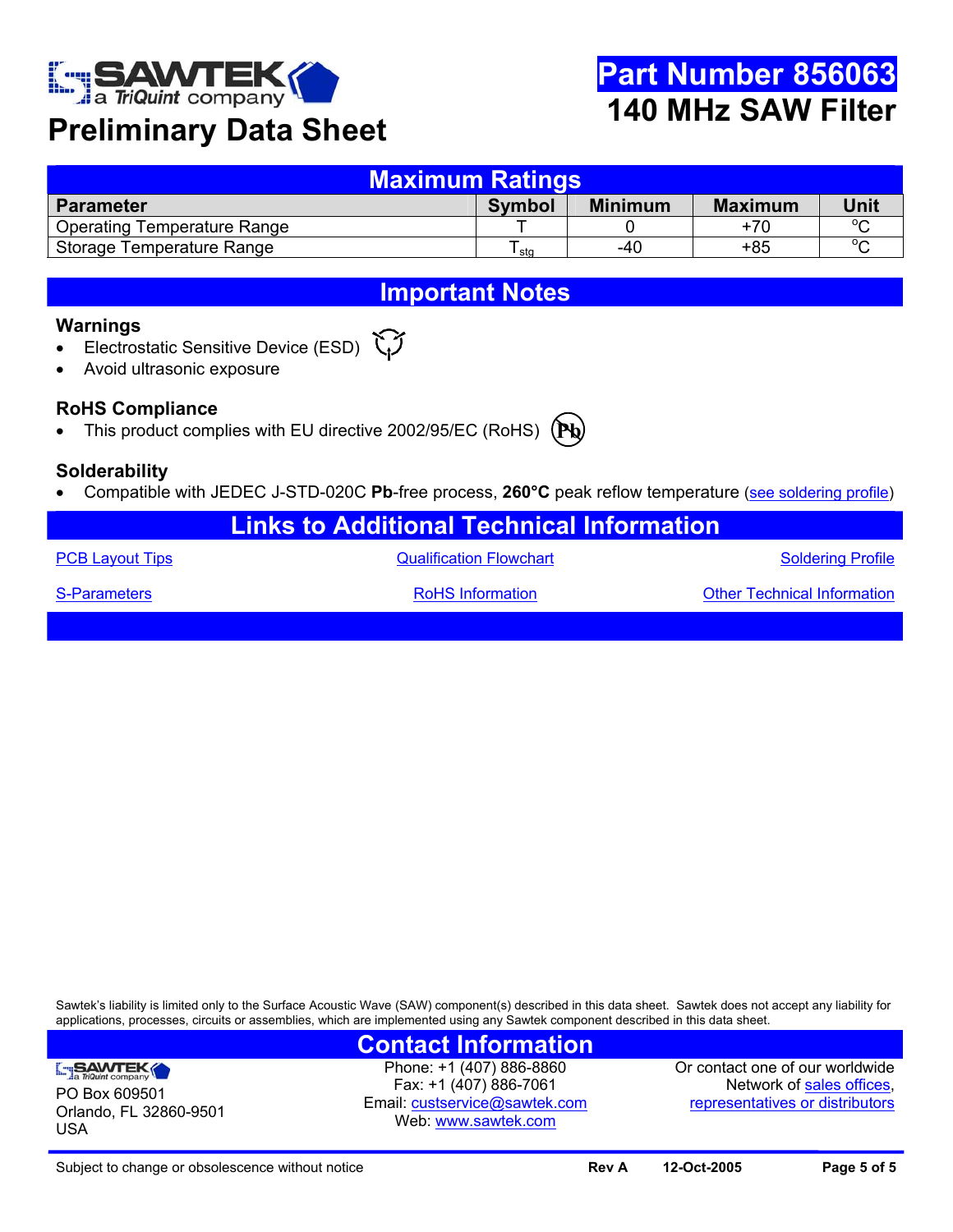# Part Number 856063

## 140 MHz SAW Filter

# Preliminary Data Sheet

## Maximum Ratings

| Parameter | Symbol | Minimum | Maximum | Unit |
|---|---|---|---|---|
| Operating Temperature Range | T | 0 | +70 | °C |
| Storage Temperature Range | $T_{stg}$ | -40 | +85 | °C |

## Important Notes

### Warnings

- Electrostatic Sensitive Device (ESD)
- Avoid ultrasonic exposure

### RoHS Compliance

- This product complies with EU directive 2002/95/EC (RoHS)

### Solderability

- Compatible with JEDEC J-STD-020C **Pb**-free process, **260°C** peak reflow temperature (see soldering profile)

## Links to Additional Technical Information

| | | |
|---|---|---|
| PCB Layout Tips | Qualification Flowchart | Soldering Profile |
| S-Parameters | RoHS Information | Other Technical Information |

Sawtek's liability is limited only to the Surface Acoustic Wave (SAW) component(s) described in this data sheet. Sawtek does not accept any liability for applications, processes, circuits or assemblies, which are implemented using any Sawtek component described in this data sheet.

## Contact Information

SAWTEK a TriQuint company
PO Box 609501
Orlando, FL 32860-9501
USA

Phone: +1 (407) 886-8860
Fax: +1 (407) 886-7061
Email: custservice@sawtek.com
Web: www.sawtek.com

Or contact one of our worldwide Network of sales offices, representatives or distributors

Subject to change or obsolescence without notice — Rev A — 12-Oct-2005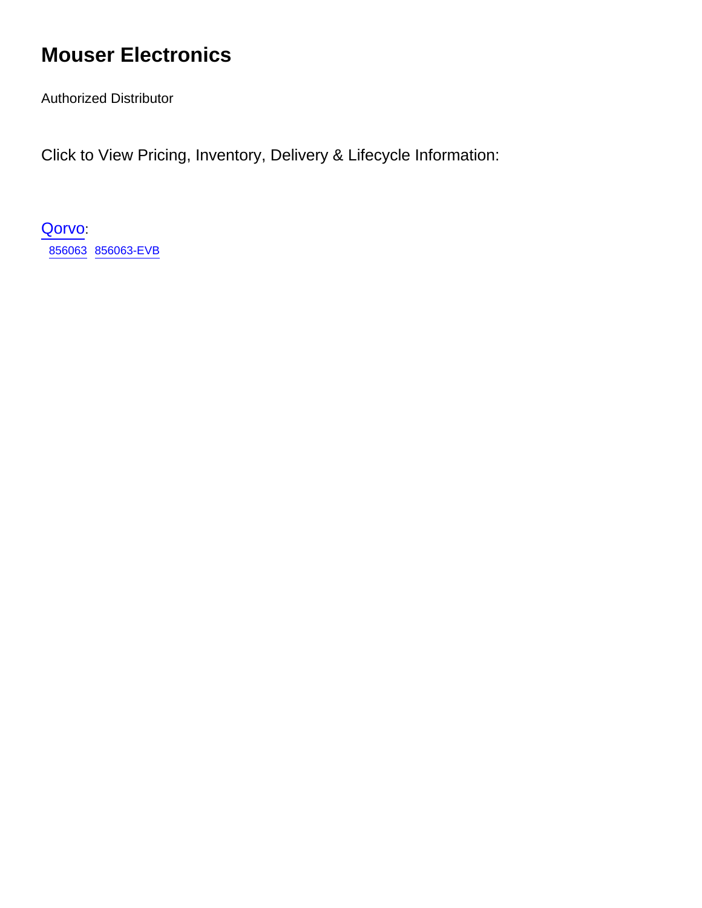# Mouser Electronics

Authorized Distributor

Click to View Pricing, Inventory, Delivery & Lifecycle Information:

Qorvo:

856063 856063-EVB